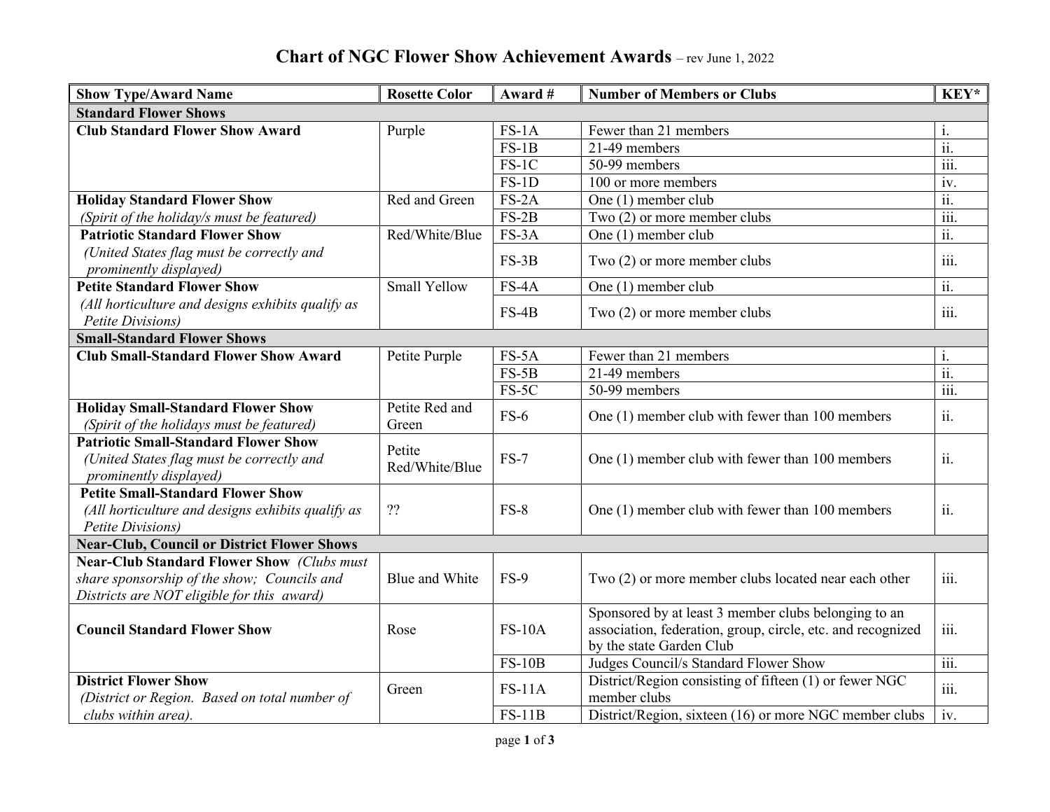# Chart of NGC Flower Show Achievement Awards – rev June 1, 2022

| Show Type/Award Name | Rosette Color | Award # | Number of Members or Clubs | KEY* |
|---|---|---|---|---|
| **Standard Flower Shows** | | | | |
| **Club Standard Flower Show Award** | Purple | FS-1A | Fewer than 21 members | i. |
| | | FS-1B | 21-49 members | ii. |
| | | FS-1C | 50-99 members | iii. |
| | | FS-1D | 100 or more members | iv. |
| **Holiday Standard Flower Show** *(Spirit of the holiday/s must be featured)* | Red and Green | FS-2A | One (1) member club | ii. |
| | | FS-2B | Two (2) or more member clubs | iii. |
| **Patriotic Standard Flower Show** *(United States flag must be correctly and prominently displayed)* | Red/White/Blue | FS-3A | One (1) member club | ii. |
| | | FS-3B | Two (2) or more member clubs | iii. |
| **Petite Standard Flower Show** *(All horticulture and designs exhibits qualify as Petite Divisions)* | Small Yellow | FS-4A | One (1) member club | ii. |
| | | FS-4B | Two (2) or more member clubs | iii. |
| **Small-Standard Flower Shows** | | | | |
| **Club Small-Standard Flower Show Award** | Petite Purple | FS-5A | Fewer than 21 members | i. |
| | | FS-5B | 21-49 members | ii. |
| | | FS-5C | 50-99 members | iii. |
| **Holiday Small-Standard Flower Show** *(Spirit of the holidays must be featured)* | Petite Red and Green | FS-6 | One (1) member club with fewer than 100 members | ii. |
| **Patriotic Small-Standard Flower Show** *(United States flag must be correctly and prominently displayed)* | Petite Red/White/Blue | FS-7 | One (1) member club with fewer than 100 members | ii. |
| **Petite Small-Standard Flower Show** *(All horticulture and designs exhibits qualify as Petite Divisions)* | ?? | FS-8 | One (1) member club with fewer than 100 members | ii. |
| **Near-Club, Council or District Flower Shows** | | | | |
| **Near-Club Standard Flower Show** *(Clubs must share sponsorship of the show; Councils and Districts are NOT eligible for this award)* | Blue and White | FS-9 | Two (2) or more member clubs located near each other | iii. |
| **Council Standard Flower Show** | Rose | FS-10A | Sponsored by at least 3 member clubs belonging to an association, federation, group, circle, etc. and recognized by the state Garden Club | iii. |
| | | FS-10B | Judges Council/s Standard Flower Show | iii. |
| **District Flower Show** *(District or Region. Based on total number of clubs within area).* | Green | FS-11A | District/Region consisting of fifteen (1) or fewer NGC member clubs | iii. |
| | | FS-11B | District/Region, sixteen (16) or more NGC member clubs | iv. |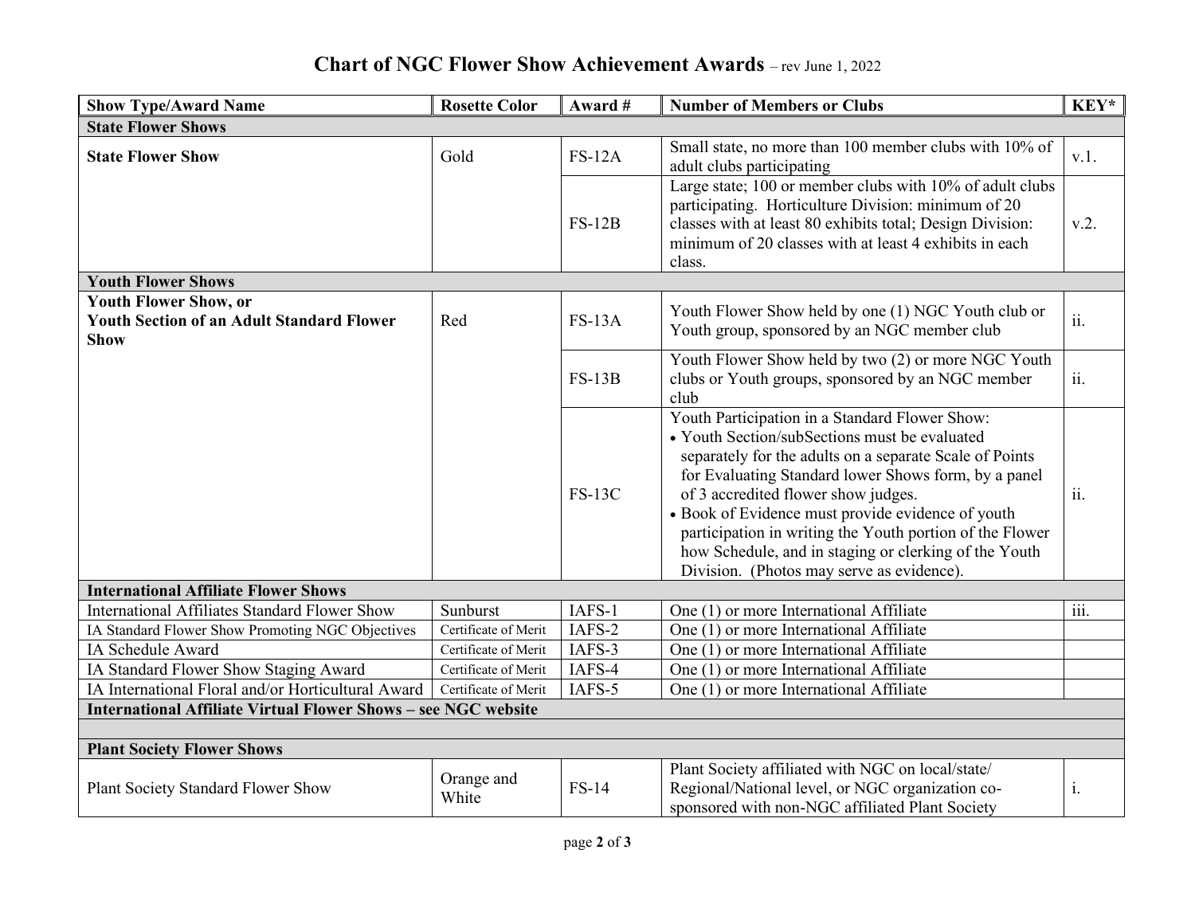# Chart of NGC Flower Show Achievement Awards – rev June 1, 2022

| Show Type/Award Name | Rosette Color | Award # | Number of Members or Clubs | KEY* |
|---|---|---|---|---|
| **State Flower Shows** | | | | |
| **State Flower Show** | Gold | FS-12A | Small state, no more than 100 member clubs with 10% of adult clubs participating | v.1. |
| | | FS-12B | Large state; 100 or member clubs with 10% of adult clubs participating. Horticulture Division: minimum of 20 classes with at least 80 exhibits total; Design Division: minimum of 20 classes with at least 4 exhibits in each class. | v.2. |
| **Youth Flower Shows** | | | | |
| **Youth Flower Show, or Youth Section of an Adult Standard Flower Show** | Red | FS-13A | Youth Flower Show held by one (1) NGC Youth club or Youth group, sponsored by an NGC member club | ii. |
| | | FS-13B | Youth Flower Show held by two (2) or more NGC Youth clubs or Youth groups, sponsored by an NGC member club | ii. |
| | | FS-13C | Youth Participation in a Standard Flower Show: • Youth Section/subSections must be evaluated separately for the adults on a separate Scale of Points for Evaluating Standard lower Shows form, by a panel of 3 accredited flower show judges. • Book of Evidence must provide evidence of youth participation in writing the Youth portion of the Flower how Schedule, and in staging or clerking of the Youth Division. (Photos may serve as evidence). | ii. |
| **International Affiliate Flower Shows** | | | | |
| International Affiliates Standard Flower Show | Sunburst | IAFS-1 | One (1) or more International Affiliate | iii. |
| IA Standard Flower Show Promoting NGC Objectives | Certificate of Merit | IAFS-2 | One (1) or more International Affiliate | |
| IA Schedule Award | Certificate of Merit | IAFS-3 | One (1) or more International Affiliate | |
| IA Standard Flower Show Staging Award | Certificate of Merit | IAFS-4 | One (1) or more International Affiliate | |
| IA International Floral and/or Horticultural Award | Certificate of Merit | IAFS-5 | One (1) or more International Affiliate | |
| **International Affiliate Virtual Flower Shows – see NGC website** | | | | |
| | | | | |
| **Plant Society Flower Shows** | | | | |
| Plant Society Standard Flower Show | Orange and White | FS-14 | Plant Society affiliated with NGC on local/state/ Regional/National level, or NGC organization co-sponsored with non-NGC affiliated Plant Society | i. |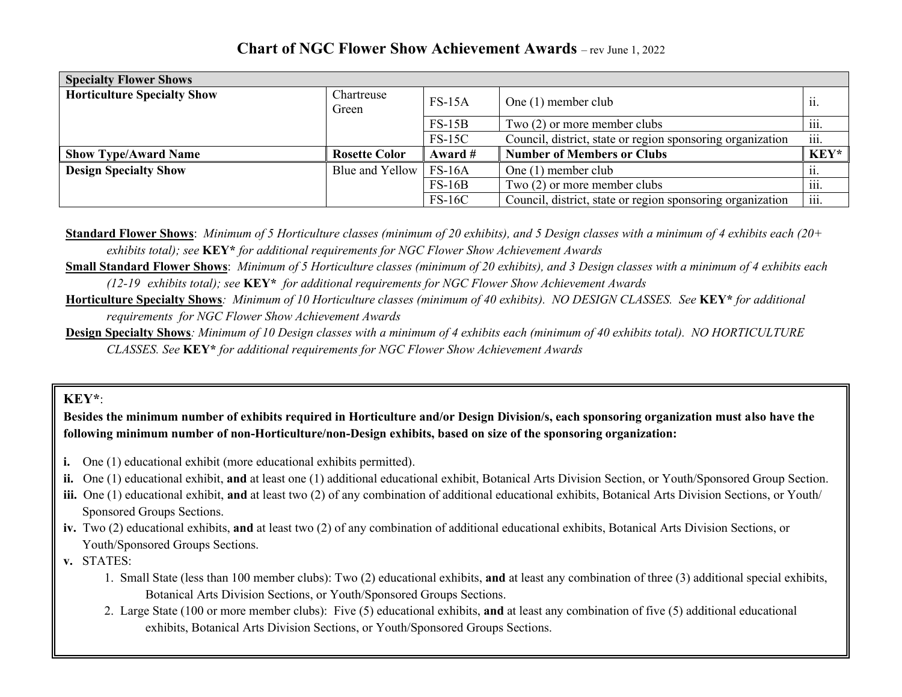## Chart of NGC Flower Show Achievement Awards – rev June 1, 2022

| **Specialty Flower Shows** | | | | |
|---|---|---|---|---|
| **Horticulture Specialty Show** | Chartreuse Green | FS-15A | One (1) member club | ii. |
| | | FS-15B | Two (2) or more member clubs | iii. |
| | | FS-15C | Council, district, state or region sponsoring organization | iii. |
| **Show Type/Award Name** | **Rosette Color** | **Award #** | **Number of Members or Clubs** | **KEY*** |
| **Design Specialty Show** | Blue and Yellow | FS-16A | One (1) member club | ii. |
| | | FS-16B | Two (2) or more member clubs | iii. |
| | | FS-16C | Council, district, state or region sponsoring organization | iii. |

**Standard Flower Shows**: *Minimum of 5 Horticulture classes (minimum of 20 exhibits), and 5 Design classes with a minimum of 4 exhibits each (20+ exhibits total); see* **KEY*** *for additional requirements for NGC Flower Show Achievement Awards*

**Small Standard Flower Shows**: *Minimum of 5 Horticulture classes (minimum of 20 exhibits), and 3 Design classes with a minimum of 4 exhibits each (12-19 exhibits total); see* **KEY*** *for additional requirements for NGC Flower Show Achievement Awards*

**Horticulture Specialty Shows**: *Minimum of 10 Horticulture classes (minimum of 40 exhibits). NO DESIGN CLASSES. See* **KEY*** *for additional requirements for NGC Flower Show Achievement Awards*

**Design Specialty Shows**: *Minimum of 10 Design classes with a minimum of 4 exhibits each (minimum of 40 exhibits total). NO HORTICULTURE CLASSES. See* **KEY*** *for additional requirements for NGC Flower Show Achievement Awards*

**KEY***:

**Besides the minimum number of exhibits required in Horticulture and/or Design Division/s, each sponsoring organization must also have the following minimum number of non-Horticulture/non-Design exhibits, based on size of the sponsoring organization:**

**i.** One (1) educational exhibit (more educational exhibits permitted).

**ii.** One (1) educational exhibit, **and** at least one (1) additional educational exhibit, Botanical Arts Division Section, or Youth/Sponsored Group Section.

**iii.** One (1) educational exhibit, **and** at least two (2) of any combination of additional educational exhibits, Botanical Arts Division Sections, or Youth/Sponsored Groups Sections.

**iv.** Two (2) educational exhibits, **and** at least two (2) of any combination of additional educational exhibits, Botanical Arts Division Sections, or Youth/Sponsored Groups Sections.

**v.** STATES:

1. Small State (less than 100 member clubs): Two (2) educational exhibits, **and** at least any combination of three (3) additional special exhibits, Botanical Arts Division Sections, or Youth/Sponsored Groups Sections.
2. Large State (100 or more member clubs): Five (5) educational exhibits, **and** at least any combination of five (5) additional educational exhibits, Botanical Arts Division Sections, or Youth/Sponsored Groups Sections.